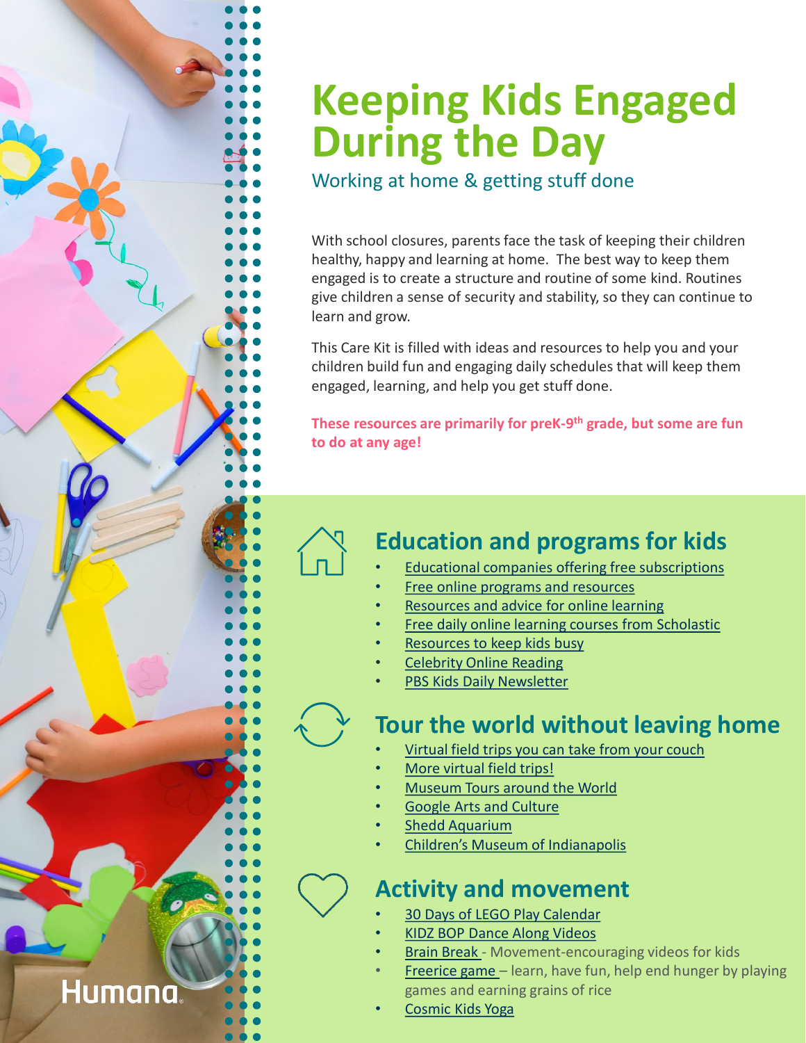# Keeping Kids Engaged During the Day

## Working at home & getting stuff done

With school closures, parents face the task of keeping their children healthy, happy and learning at home. The best way to keep them engaged is to create a structure and routine of some kind. Routines give children a sense of security and stability, so they can continue to learn and grow.

This Care Kit is filled with ideas and resources to help you and your children build fun and engaging daily schedules that will keep them engaged, learning, and help you get stuff done.

**These resources are primarily for preK-9th grade, but some are fun to do at any age!**

## Education and programs for kids

- Educational companies offering free subscriptions
- Free online programs and resources
- Resources and advice for online learning
- Free daily online learning courses from Scholastic
- Resources to keep kids busy
- Celebrity Online Reading
- PBS Kids Daily Newsletter

## Tour the world without leaving home

- Virtual field trips you can take from your couch
- More virtual field trips!
- Museum Tours around the World
- Google Arts and Culture
- Shedd Aquarium
- Children's Museum of Indianapolis

## Activity and movement

- 30 Days of LEGO Play Calendar
- KIDZ BOP Dance Along Videos
- Brain Break - Movement-encouraging videos for kids
- Freerice game – learn, have fun, help end hunger by playing games and earning grains of rice
- Cosmic Kids Yoga

Humana.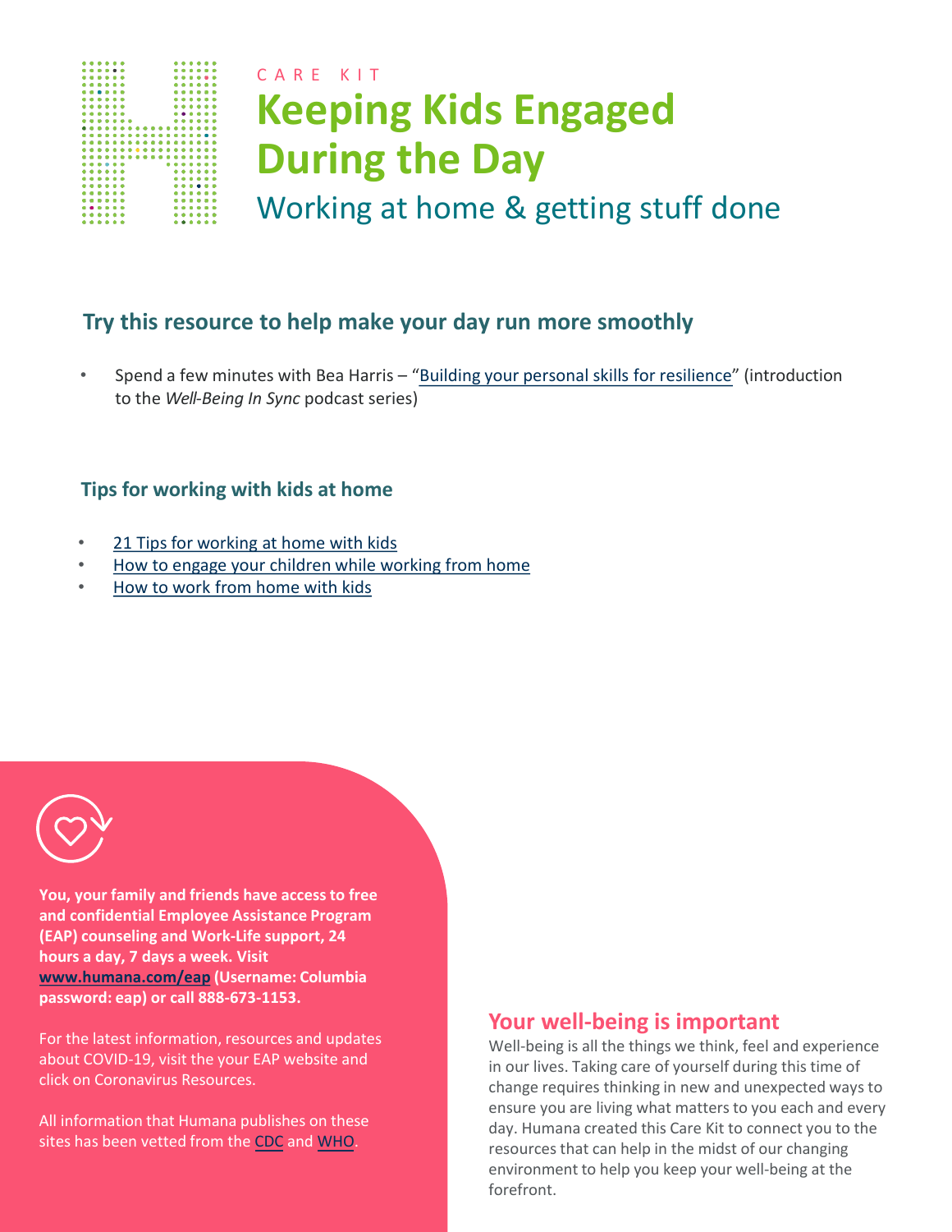CARE KIT

# Keeping Kids Engaged During the Day

## Working at home & getting stuff done

### Try this resource to help make your day run more smoothly

- Spend a few minutes with Bea Harris – "Building your personal skills for resilience" (introduction to the *Well-Being In Sync* podcast series)

### Tips for working with kids at home

- 21 Tips for working at home with kids
- How to engage your children while working from home
- How to work from home with kids

**You, your family and friends have access to free and confidential Employee Assistance Program (EAP) counseling and Work-Life support, 24 hours a day, 7 days a week. Visit www.humana.com/eap (Username: Columbia password: eap) or call 888-673-1153.**

For the latest information, resources and updates about COVID-19, visit the your EAP website and click on Coronavirus Resources.

All information that Humana publishes on these sites has been vetted from the CDC and WHO.

### Your well-being is important

Well-being is all the things we think, feel and experience in our lives. Taking care of yourself during this time of change requires thinking in new and unexpected ways to ensure you are living what matters to you each and every day. Humana created this Care Kit to connect you to the resources that can help in the midst of our changing environment to help you keep your well-being at the forefront.